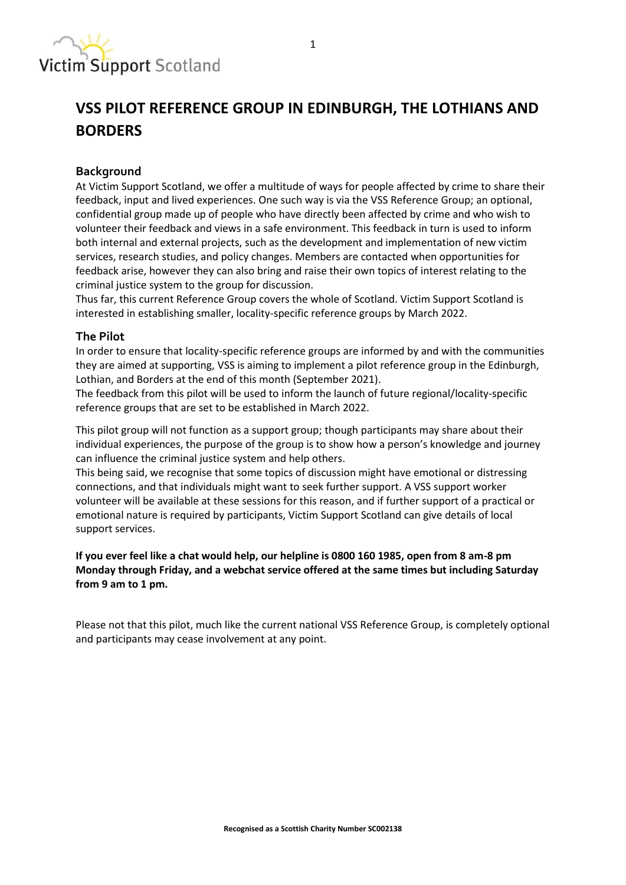# VSS PILOT REFERENCE GROUP IN EDINBURGH, THE LOTHIANS AND BORDERS

## Background

At Victim Support Scotland, we offer a multitude of ways for people affected by crime to share their feedback, input and lived experiences. One such way is via the VSS Reference Group; an optional, confidential group made up of people who have directly been affected by crime and who wish to volunteer their feedback and views in a safe environment. This feedback in turn is used to inform both internal and external projects, such as the development and implementation of new victim services, research studies, and policy changes. Members are contacted when opportunities for feedback arise, however they can also bring and raise their own topics of interest relating to the criminal justice system to the group for discussion.

Thus far, this current Reference Group covers the whole of Scotland. Victim Support Scotland is interested in establishing smaller, locality-specific reference groups by March 2022.

## The Pilot

In order to ensure that locality-specific reference groups are informed by and with the communities they are aimed at supporting, VSS is aiming to implement a pilot reference group in the Edinburgh, Lothian, and Borders at the end of this month (September 2021).

The feedback from this pilot will be used to inform the launch of future regional/locality-specific reference groups that are set to be established in March 2022.

This pilot group will not function as a support group; though participants may share about their individual experiences, the purpose of the group is to show how a person's knowledge and journey can influence the criminal justice system and help others.

This being said, we recognise that some topics of discussion might have emotional or distressing connections, and that individuals might want to seek further support. A VSS support worker volunteer will be available at these sessions for this reason, and if further support of a practical or emotional nature is required by participants, Victim Support Scotland can give details of local support services.

**If you ever feel like a chat would help, our helpline is 0800 160 1985, open from 8 am-8 pm Monday through Friday, and a webchat service offered at the same times but including Saturday from 9 am to 1 pm.**

Please not that this pilot, much like the current national VSS Reference Group, is completely optional and participants may cease involvement at any point.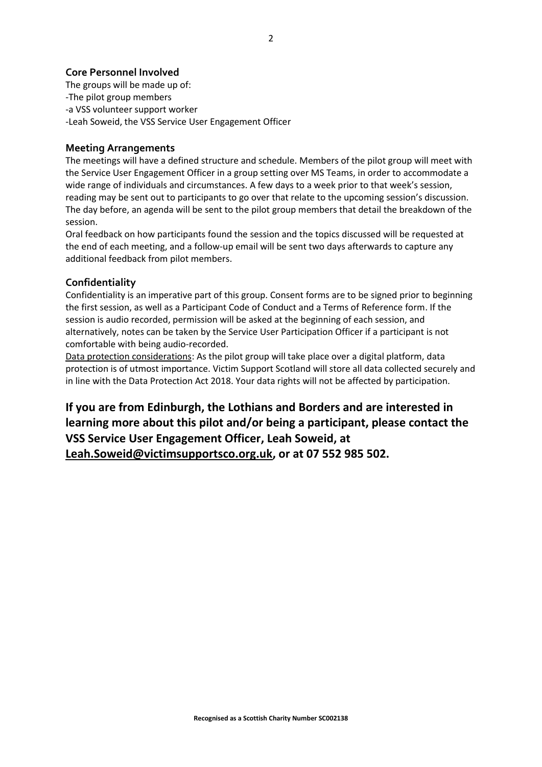### Core Personnel Involved

The groups will be made up of:
-The pilot group members
-a VSS volunteer support worker
-Leah Soweid, the VSS Service User Engagement Officer

### Meeting Arrangements

The meetings will have a defined structure and schedule. Members of the pilot group will meet with the Service User Engagement Officer in a group setting over MS Teams, in order to accommodate a wide range of individuals and circumstances. A few days to a week prior to that week's session, reading may be sent out to participants to go over that relate to the upcoming session's discussion. The day before, an agenda will be sent to the pilot group members that detail the breakdown of the session.

Oral feedback on how participants found the session and the topics discussed will be requested at the end of each meeting, and a follow-up email will be sent two days afterwards to capture any additional feedback from pilot members.

### Confidentiality

Confidentiality is an imperative part of this group. Consent forms are to be signed prior to beginning the first session, as well as a Participant Code of Conduct and a Terms of Reference form. If the session is audio recorded, permission will be asked at the beginning of each session, and alternatively, notes can be taken by the Service User Participation Officer if a participant is not comfortable with being audio-recorded.

Data protection considerations: As the pilot group will take place over a digital platform, data protection is of utmost importance. Victim Support Scotland will store all data collected securely and in line with the Data Protection Act 2018. Your data rights will not be affected by participation.

## If you are from Edinburgh, the Lothians and Borders and are interested in learning more about this pilot and/or being a participant, please contact the VSS Service User Engagement Officer, Leah Soweid, at Leah.Soweid@victimsupportsco.org.uk, or at 07 552 985 502.

**Recognised as a Scottish Charity Number SC002138**